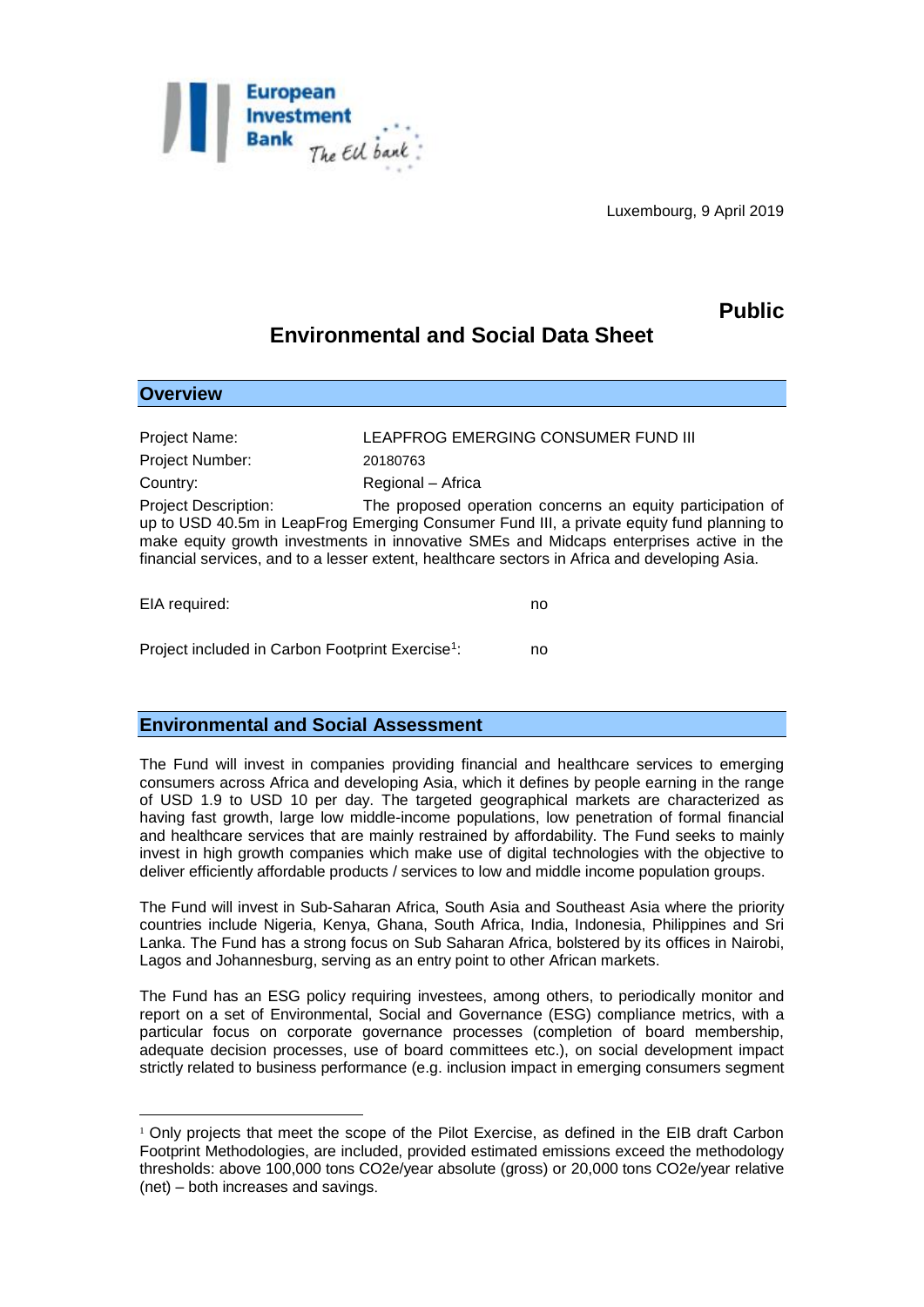Luxembourg, 9 April 2019

**Public**

# Environmental and Social Data Sheet

## Overview

Project Name: LEAPFROG EMERGING CONSUMER FUND III

Project Number: 20180763

Country: Regional – Africa

Project Description: The proposed operation concerns an equity participation of up to USD 40.5m in LeapFrog Emerging Consumer Fund III, a private equity fund planning to make equity growth investments in innovative SMEs and Midcaps enterprises active in the financial services, and to a lesser extent, healthcare sectors in Africa and developing Asia.

EIA required: no

Project included in Carbon Footprint Exercise[1]: no

## Environmental and Social Assessment

The Fund will invest in companies providing financial and healthcare services to emerging consumers across Africa and developing Asia, which it defines by people earning in the range of USD 1.9 to USD 10 per day. The targeted geographical markets are characterized as having fast growth, large low middle-income populations, low penetration of formal financial and healthcare services that are mainly restrained by affordability. The Fund seeks to mainly invest in high growth companies which make use of digital technologies with the objective to deliver efficiently affordable products / services to low and middle income population groups.

The Fund will invest in Sub-Saharan Africa, South Asia and Southeast Asia where the priority countries include Nigeria, Kenya, Ghana, South Africa, India, Indonesia, Philippines and Sri Lanka. The Fund has a strong focus on Sub Saharan Africa, bolstered by its offices in Nairobi, Lagos and Johannesburg, serving as an entry point to other African markets.

The Fund has an ESG policy requiring investees, among others, to periodically monitor and report on a set of Environmental, Social and Governance (ESG) compliance metrics, with a particular focus on corporate governance processes (completion of board membership, adequate decision processes, use of board committees etc.), on social development impact strictly related to business performance (e.g. inclusion impact in emerging consumers segment

---

[1] Only projects that meet the scope of the Pilot Exercise, as defined in the EIB draft Carbon Footprint Methodologies, are included, provided estimated emissions exceed the methodology thresholds: above 100,000 tons CO2e/year absolute (gross) or 20,000 tons CO2e/year relative (net) – both increases and savings.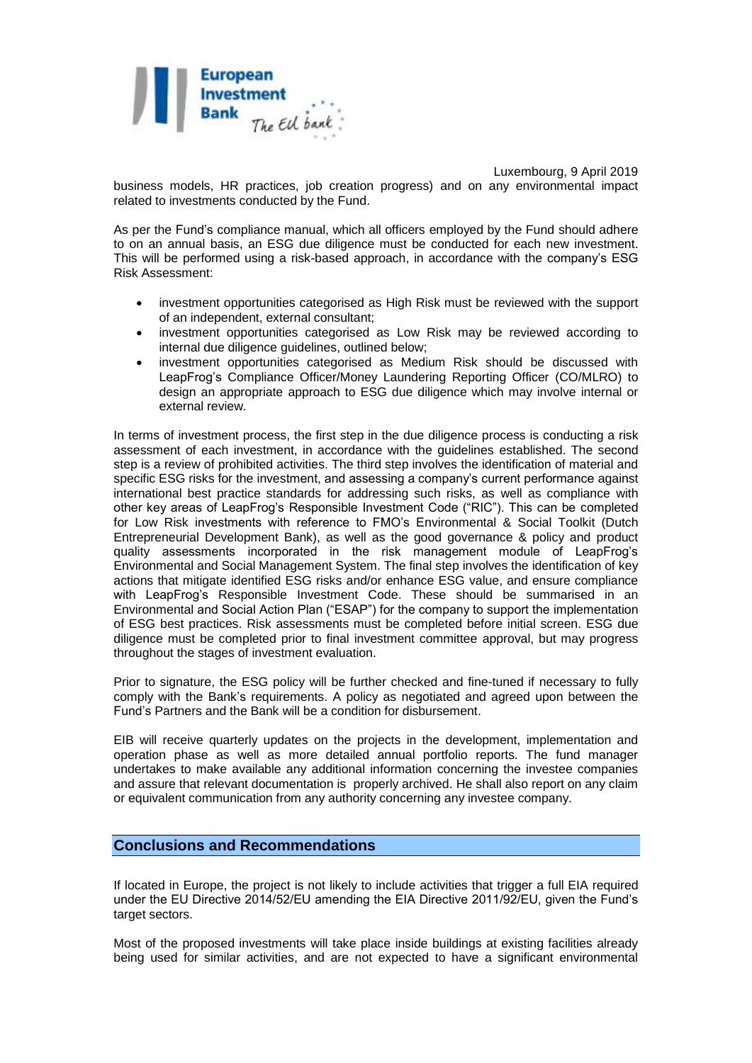business models, HR practices, job creation progress) and on any environmental impact related to investments conducted by the Fund.

As per the Fund's compliance manual, which all officers employed by the Fund should adhere to on an annual basis, an ESG due diligence must be conducted for each new investment. This will be performed using a risk-based approach, in accordance with the company's ESG Risk Assessment:

- investment opportunities categorised as High Risk must be reviewed with the support of an independent, external consultant;
- investment opportunities categorised as Low Risk may be reviewed according to internal due diligence guidelines, outlined below;
- investment opportunities categorised as Medium Risk should be discussed with LeapFrog's Compliance Officer/Money Laundering Reporting Officer (CO/MLRO) to design an appropriate approach to ESG due diligence which may involve internal or external review.

In terms of investment process, the first step in the due diligence process is conducting a risk assessment of each investment, in accordance with the guidelines established. The second step is a review of prohibited activities. The third step involves the identification of material and specific ESG risks for the investment, and assessing a company's current performance against international best practice standards for addressing such risks, as well as compliance with other key areas of LeapFrog's Responsible Investment Code ("RIC"). This can be completed for Low Risk investments with reference to FMO's Environmental & Social Toolkit (Dutch Entrepreneurial Development Bank), as well as the good governance & policy and product quality assessments incorporated in the risk management module of LeapFrog's Environmental and Social Management System. The final step involves the identification of key actions that mitigate identified ESG risks and/or enhance ESG value, and ensure compliance with LeapFrog's Responsible Investment Code. These should be summarised in an Environmental and Social Action Plan ("ESAP") for the company to support the implementation of ESG best practices. Risk assessments must be completed before initial screen. ESG due diligence must be completed prior to final investment committee approval, but may progress throughout the stages of investment evaluation.

Prior to signature, the ESG policy will be further checked and fine-tuned if necessary to fully comply with the Bank's requirements. A policy as negotiated and agreed upon between the Fund's Partners and the Bank will be a condition for disbursement.

EIB will receive quarterly updates on the projects in the development, implementation and operation phase as well as more detailed annual portfolio reports. The fund manager undertakes to make available any additional information concerning the investee companies and assure that relevant documentation is properly archived. He shall also report on any claim or equivalent communication from any authority concerning any investee company.

## Conclusions and Recommendations

If located in Europe, the project is not likely to include activities that trigger a full EIA required under the EU Directive 2014/52/EU amending the EIA Directive 2011/92/EU, given the Fund's target sectors.

Most of the proposed investments will take place inside buildings at existing facilities already being used for similar activities, and are not expected to have a significant environmental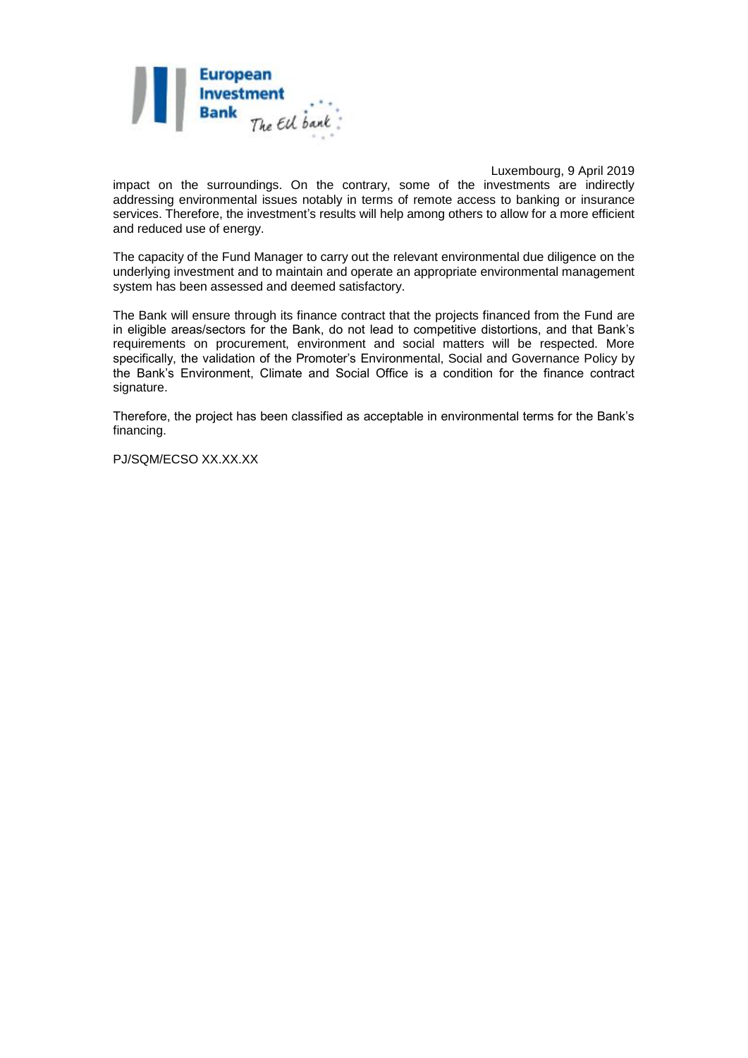impact on the surroundings. On the contrary, some of the investments are indirectly addressing environmental issues notably in terms of remote access to banking or insurance services. Therefore, the investment's results will help among others to allow for a more efficient and reduced use of energy.

The capacity of the Fund Manager to carry out the relevant environmental due diligence on the underlying investment and to maintain and operate an appropriate environmental management system has been assessed and deemed satisfactory.

The Bank will ensure through its finance contract that the projects financed from the Fund are in eligible areas/sectors for the Bank, do not lead to competitive distortions, and that Bank's requirements on procurement, environment and social matters will be respected. More specifically, the validation of the Promoter's Environmental, Social and Governance Policy by the Bank's Environment, Climate and Social Office is a condition for the finance contract signature.

Therefore, the project has been classified as acceptable in environmental terms for the Bank's financing.

PJ/SQM/ECSO XX.XX.XX